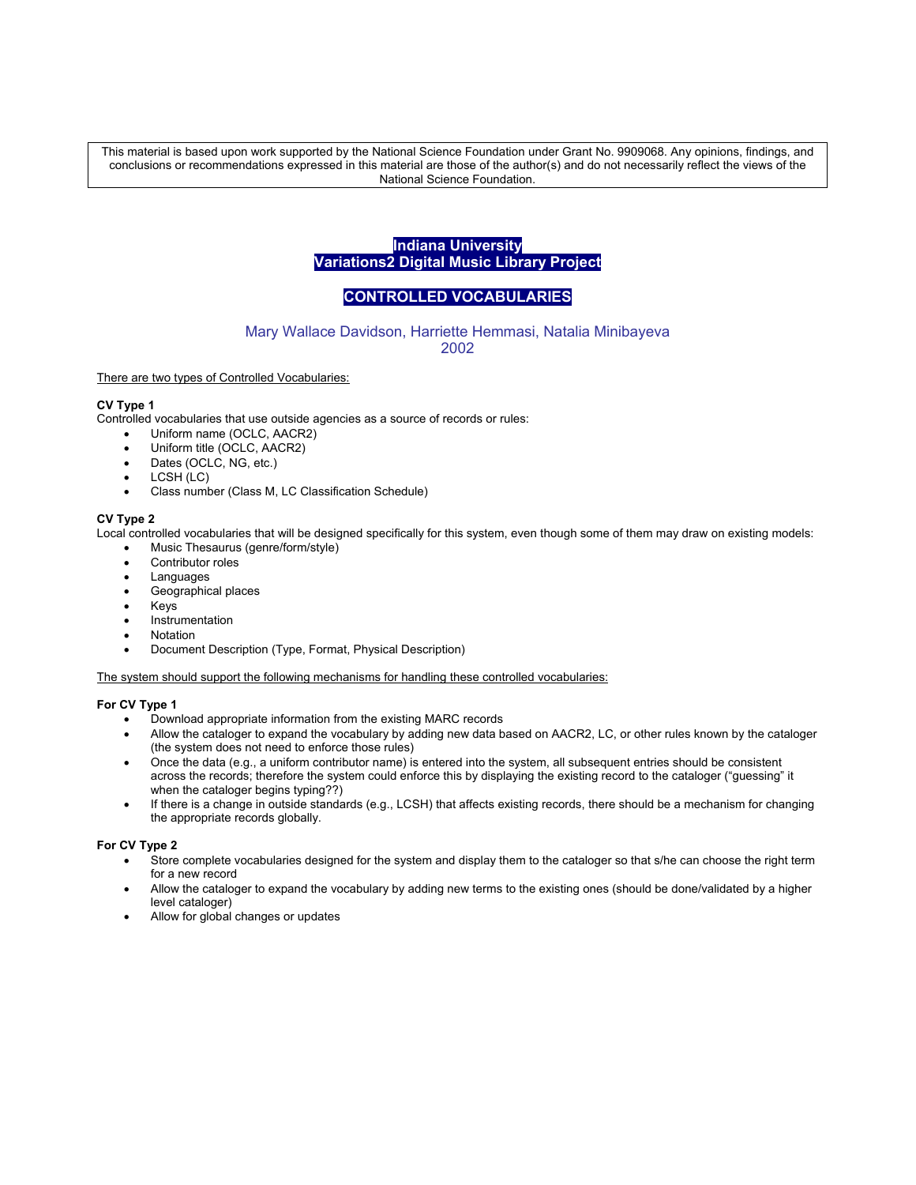This material is based upon work supported by the National Science Foundation under Grant No. 9909068. Any opinions, findings, and conclusions or recommendations expressed in this material are those of the author(s) and do not necessarily reflect the views of the National Science Foundation.

# Indiana University
# Variations2 Digital Music Library Project

## CONTROLLED VOCABULARIES

Mary Wallace Davidson, Harriette Hemmasi, Natalia Minibayeva
2002

There are two types of Controlled Vocabularies:

**CV Type 1**
Controlled vocabularies that use outside agencies as a source of records or rules:

- Uniform name (OCLC, AACR2)
- Uniform title (OCLC, AACR2)
- Dates (OCLC, NG, etc.)
- LCSH (LC)
- Class number (Class M, LC Classification Schedule)

**CV Type 2**
Local controlled vocabularies that will be designed specifically for this system, even though some of them may draw on existing models:

- Music Thesaurus (genre/form/style)
- Contributor roles
- Languages
- Geographical places
- Keys
- Instrumentation
- Notation
- Document Description (Type, Format, Physical Description)

The system should support the following mechanisms for handling these controlled vocabularies:

**For CV Type 1**

- Download appropriate information from the existing MARC records
- Allow the cataloger to expand the vocabulary by adding new data based on AACR2, LC, or other rules known by the cataloger (the system does not need to enforce those rules)
- Once the data (e.g., a uniform contributor name) is entered into the system, all subsequent entries should be consistent across the records; therefore the system could enforce this by displaying the existing record to the cataloger ("guessing" it when the cataloger begins typing??)
- If there is a change in outside standards (e.g., LCSH) that affects existing records, there should be a mechanism for changing the appropriate records globally.

**For CV Type 2**

- Store complete vocabularies designed for the system and display them to the cataloger so that s/he can choose the right term for a new record
- Allow the cataloger to expand the vocabulary by adding new terms to the existing ones (should be done/validated by a higher level cataloger)
- Allow for global changes or updates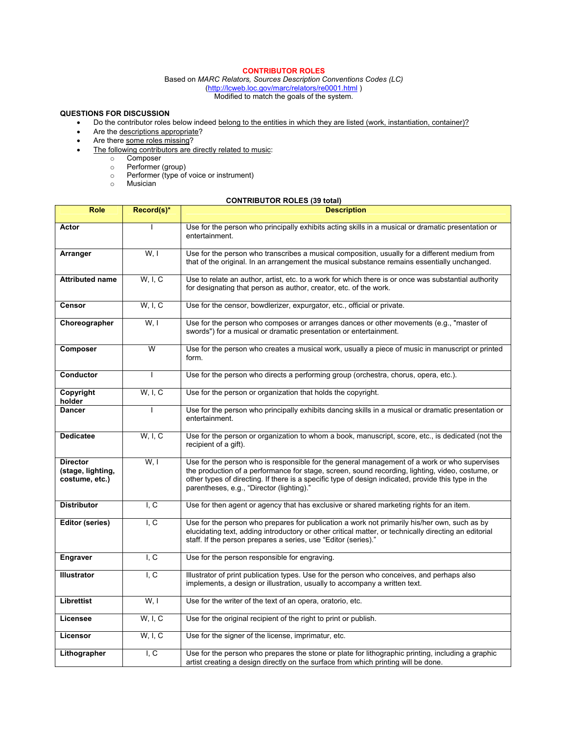# CONTRIBUTOR ROLES

Based on *MARC Relators, Sources Description Conventions Codes (LC)*
(http://lcweb.loc.gov/marc/relators/re0001.html )
Modified to match the goals of the system.

**QUESTIONS FOR DISCUSSION**

- Do the contributor roles below indeed belong to the entities in which they are listed (work, instantiation, container)?
- Are the descriptions appropriate?
- Are there some roles missing?
- The following contributors are directly related to music:
  - Composer
  - Performer (group)
  - Performer (type of voice or instrument)
  - Musician

**CONTRIBUTOR ROLES (39 total)**

| Role | Record(s)* | Description |
|---|---|---|
| **Actor** | I | Use for the person who principally exhibits acting skills in a musical or dramatic presentation or entertainment. |
| **Arranger** | W, I | Use for the person who transcribes a musical composition, usually for a different medium from that of the original. In an arrangement the musical substance remains essentially unchanged. |
| **Attributed name** | W, I, C | Use to relate an author, artist, etc. to a work for which there is or once was substantial authority for designating that person as author, creator, etc. of the work. |
| **Censor** | W, I, C | Use for the censor, bowdlerizer, expurgator, etc., official or private. |
| **Choreographer** | W, I | Use for the person who composes or arranges dances or other movements (e.g., "master of swords") for a musical or dramatic presentation or entertainment. |
| **Composer** | W | Use for the person who creates a musical work, usually a piece of music in manuscript or printed form. |
| **Conductor** | I | Use for the person who directs a performing group (orchestra, chorus, opera, etc.). |
| **Copyright holder** | W, I, C | Use for the person or organization that holds the copyright. |
| **Dancer** | I | Use for the person who principally exhibits dancing skills in a musical or dramatic presentation or entertainment. |
| **Dedicatee** | W, I, C | Use for the person or organization to whom a book, manuscript, score, etc., is dedicated (not the recipient of a gift). |
| **Director (stage, lighting, costume, etc.)** | W, I | Use for the person who is responsible for the general management of a work or who supervises the production of a performance for stage, screen, sound recording, lighting, video, costume, or other types of directing. If there is a specific type of design indicated, provide this type in the parentheses, e.g., "Director (lighting)." |
| **Distributor** | I, C | Use for then agent or agency that has exclusive or shared marketing rights for an item. |
| **Editor (series)** | I, C | Use for the person who prepares for publication a work not primarily his/her own, such as by elucidating text, adding introductory or other critical matter, or technically directing an editorial staff. If the person prepares a series, use "Editor (series)." |
| **Engraver** | I, C | Use for the person responsible for engraving. |
| **Illustrator** | I, C | Illustrator of print publication types. Use for the person who conceives, and perhaps also implements, a design or illustration, usually to accompany a written text. |
| **Librettist** | W, I | Use for the writer of the text of an opera, oratorio, etc. |
| **Licensee** | W, I, C | Use for the original recipient of the right to print or publish. |
| **Licensor** | W, I, C | Use for the signer of the license, imprimatur, etc. |
| **Lithographer** | I, C | Use for the person who prepares the stone or plate for lithographic printing, including a graphic artist creating a design directly on the surface from which printing will be done. |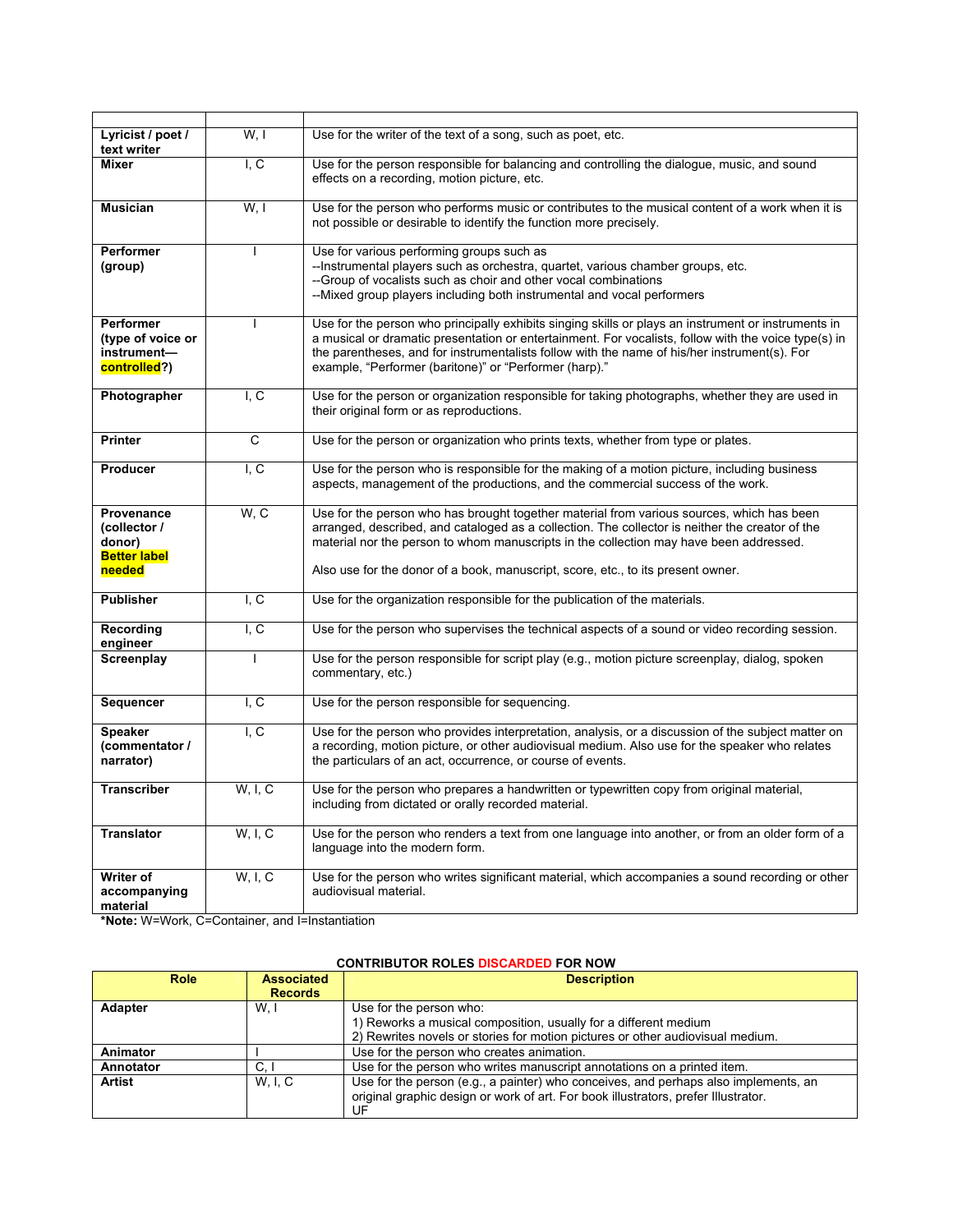| | | |
|---|---|---|
| **Lyricist / poet / text writer** | W, I | Use for the writer of the text of a song, such as poet, etc. |
| **Mixer** | I, C | Use for the person responsible for balancing and controlling the dialogue, music, and sound effects on a recording, motion picture, etc. |
| **Musician** | W, I | Use for the person who performs music or contributes to the musical content of a work when it is not possible or desirable to identify the function more precisely. |
| **Performer (group)** | I | Use for various performing groups such as<br>--Instrumental players such as orchestra, quartet, various chamber groups, etc.<br>--Group of vocalists such as choir and other vocal combinations<br>--Mixed group players including both instrumental and vocal performers |
| **Performer (type of voice or instrument—controlled?)** | I | Use for the person who principally exhibits singing skills or plays an instrument or instruments in a musical or dramatic presentation or entertainment. For vocalists, follow with the voice type(s) in the parentheses, and for instrumentalists follow with the name of his/her instrument(s). For example, "Performer (baritone)" or "Performer (harp)." |
| **Photographer** | I, C | Use for the person or organization responsible for taking photographs, whether they are used in their original form or as reproductions. |
| **Printer** | C | Use for the person or organization who prints texts, whether from type or plates. |
| **Producer** | I, C | Use for the person who is responsible for the making of a motion picture, including business aspects, management of the productions, and the commercial success of the work. |
| **Provenance (collector / donor) Better label needed** | W, C | Use for the person who has brought together material from various sources, which has been arranged, described, and cataloged as a collection. The collector is neither the creator of the material nor the person to whom manuscripts in the collection may have been addressed.<br><br>Also use for the donor of a book, manuscript, score, etc., to its present owner. |
| **Publisher** | I, C | Use for the organization responsible for the publication of the materials. |
| **Recording engineer** | I, C | Use for the person who supervises the technical aspects of a sound or video recording session. |
| **Screenplay** | I | Use for the person responsible for script play (e.g., motion picture screenplay, dialog, spoken commentary, etc.) |
| **Sequencer** | I, C | Use for the person responsible for sequencing. |
| **Speaker (commentator / narrator)** | I, C | Use for the person who provides interpretation, analysis, or a discussion of the subject matter on a recording, motion picture, or other audiovisual medium. Also use for the speaker who relates the particulars of an act, occurrence, or course of events. |
| **Transcriber** | W, I, C | Use for the person who prepares a handwritten or typewritten copy from original material, including from dictated or orally recorded material. |
| **Translator** | W, I, C | Use for the person who renders a text from one language into another, or from an older form of a language into the modern form. |
| **Writer of accompanying material** | W, I, C | Use for the person who writes significant material, which accompanies a sound recording or other audiovisual material. |

**\*Note:** W=Work, C=Container, and I=Instantiation

**CONTRIBUTOR ROLES DISCARDED FOR NOW**

| Role | Associated Records | Description |
|---|---|---|
| **Adapter** | W, I | Use for the person who:<br>1) Reworks a musical composition, usually for a different medium<br>2) Rewrites novels or stories for motion pictures or other audiovisual medium. |
| **Animator** | I | Use for the person who creates animation. |
| **Annotator** | C, I | Use for the person who writes manuscript annotations on a printed item. |
| **Artist** | W, I, C | Use for the person (e.g., a painter) who conceives, and perhaps also implements, an original graphic design or work of art. For book illustrators, prefer Illustrator.<br>UF |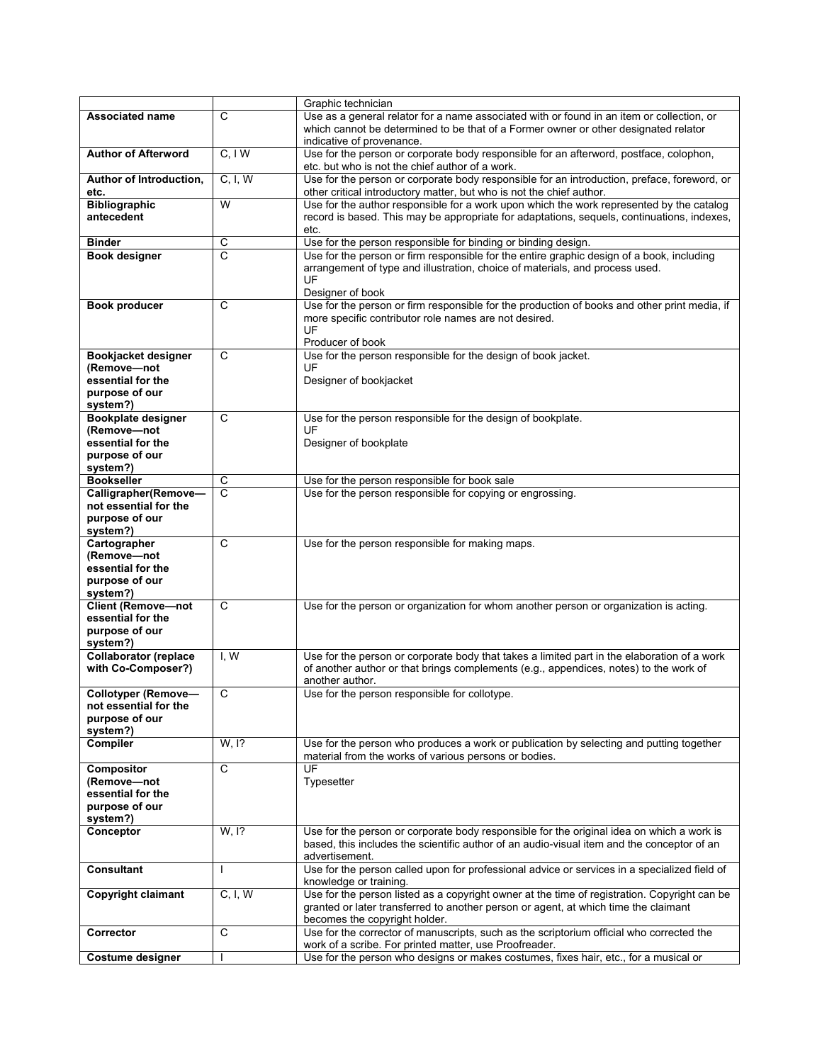| | | Graphic technician |
|---|---|---|
| **Associated name** | C | Use as a general relator for a name associated with or found in an item or collection, or which cannot be determined to be that of a Former owner or other designated relator indicative of provenance. |
| **Author of Afterword** | C, I W | Use for the person or corporate body responsible for an afterword, postface, colophon, etc. but who is not the chief author of a work. |
| **Author of Introduction, etc.** | C, I, W | Use for the person or corporate body responsible for an introduction, preface, foreword, or other critical introductory matter, but who is not the chief author. |
| **Bibliographic antecedent** | W | Use for the author responsible for a work upon which the work represented by the catalog record is based. This may be appropriate for adaptations, sequels, continuations, indexes, etc. |
| **Binder** | C | Use for the person responsible for binding or binding design. |
| **Book designer** | C | Use for the person or firm responsible for the entire graphic design of a book, including arrangement of type and illustration, choice of materials, and process used.<br>UF<br>Designer of book |
| **Book producer** | C | Use for the person or firm responsible for the production of books and other print media, if more specific contributor role names are not desired.<br>UF<br>Producer of book |
| **Bookjacket designer (Remove—not essential for the purpose of our system?)** | C | Use for the person responsible for the design of book jacket.<br>UF<br>Designer of bookjacket |
| **Bookplate designer (Remove—not essential for the purpose of our system?)** | C | Use for the person responsible for the design of bookplate.<br>UF<br>Designer of bookplate |
| **Bookseller** | C | Use for the person responsible for book sale |
| **Calligrapher(Remove—not essential for the purpose of our system?)** | C | Use for the person responsible for copying or engrossing. |
| **Cartographer (Remove—not essential for the purpose of our system?)** | C | Use for the person responsible for making maps. |
| **Client (Remove—not essential for the purpose of our system?)** | C | Use for the person or organization for whom another person or organization is acting. |
| **Collaborator (replace with Co-Composer?)** | I, W | Use for the person or corporate body that takes a limited part in the elaboration of a work of another author or that brings complements (e.g., appendices, notes) to the work of another author. |
| **Collotyper (Remove—not essential for the purpose of our system?)** | C | Use for the person responsible for collotype. |
| **Compiler** | W, I? | Use for the person who produces a work or publication by selecting and putting together material from the works of various persons or bodies. |
| **Compositor (Remove—not essential for the purpose of our system?)** | C | UF<br>Typesetter |
| **Conceptor** | W, I? | Use for the person or corporate body responsible for the original idea on which a work is based, this includes the scientific author of an audio-visual item and the conceptor of an advertisement. |
| **Consultant** | I | Use for the person called upon for professional advice or services in a specialized field of knowledge or training. |
| **Copyright claimant** | C, I, W | Use for the person listed as a copyright owner at the time of registration. Copyright can be granted or later transferred to another person or agent, at which time the claimant becomes the copyright holder. |
| **Corrector** | C | Use for the corrector of manuscripts, such as the scriptorium official who corrected the work of a scribe. For printed matter, use Proofreader. |
| **Costume designer** | I | Use for the person who designs or makes costumes, fixes hair, etc., for a musical or |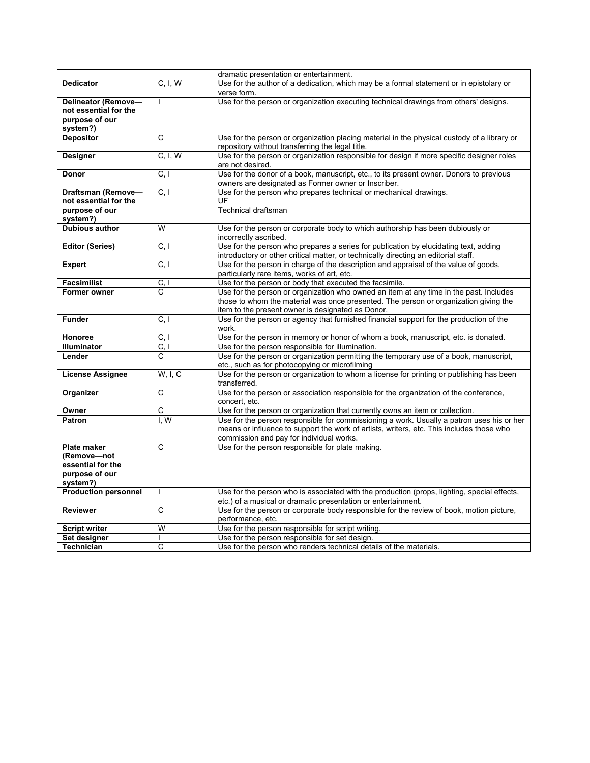| | | |
|---|---|---|
| | | dramatic presentation or entertainment. |
| **Dedicator** | C, I, W | Use for the author of a dedication, which may be a formal statement or in epistolary or verse form. |
| **Delineator (Remove—not essential for the purpose of our system?)** | I | Use for the person or organization executing technical drawings from others' designs. |
| **Depositor** | C | Use for the person or organization placing material in the physical custody of a library or repository without transferring the legal title. |
| **Designer** | C, I, W | Use for the person or organization responsible for design if more specific designer roles are not desired. |
| **Donor** | C, I | Use for the donor of a book, manuscript, etc., to its present owner. Donors to previous owners are designated as Former owner or Inscriber. |
| **Draftsman (Remove—not essential for the purpose of our system?)** | C, I | Use for the person who prepares technical or mechanical drawings.<br>UF<br>Technical draftsman |
| **Dubious author** | W | Use for the person or corporate body to which authorship has been dubiously or incorrectly ascribed. |
| **Editor (Series)** | C, I | Use for the person who prepares a series for publication by elucidating text, adding introductory or other critical matter, or technically directing an editorial staff. |
| **Expert** | C, I | Use for the person in charge of the description and appraisal of the value of goods, particularly rare items, works of art, etc. |
| **Facsimilist** | C, I | Use for the person or body that executed the facsimile. |
| **Former owner** | C | Use for the person or organization who owned an item at any time in the past. Includes those to whom the material was once presented. The person or organization giving the item to the present owner is designated as Donor. |
| **Funder** | C, I | Use for the person or agency that furnished financial support for the production of the work. |
| **Honoree** | C, I | Use for the person in memory or honor of whom a book, manuscript, etc. is donated. |
| **Illuminator** | C, I | Use for the person responsible for illumination. |
| **Lender** | C | Use for the person or organization permitting the temporary use of a book, manuscript, etc., such as for photocopying or microfilming |
| **License Assignee** | W, I, C | Use for the person or organization to whom a license for printing or publishing has been transferred. |
| **Organizer** | C | Use for the person or association responsible for the organization of the conference, concert, etc. |
| **Owner** | C | Use for the person or organization that currently owns an item or collection. |
| **Patron** | I, W | Use for the person responsible for commissioning a work. Usually a patron uses his or her means or influence to support the work of artists, writers, etc. This includes those who commission and pay for individual works. |
| **Plate maker (Remove—not essential for the purpose of our system?)** | C | Use for the person responsible for plate making. |
| **Production personnel** | I | Use for the person who is associated with the production (props, lighting, special effects, etc.) of a musical or dramatic presentation or entertainment. |
| **Reviewer** | C | Use for the person or corporate body responsible for the review of book, motion picture, performance, etc. |
| **Script writer** | W | Use for the person responsible for script writing. |
| **Set designer** | I | Use for the person responsible for set design. |
| **Technician** | C | Use for the person who renders technical details of the materials. |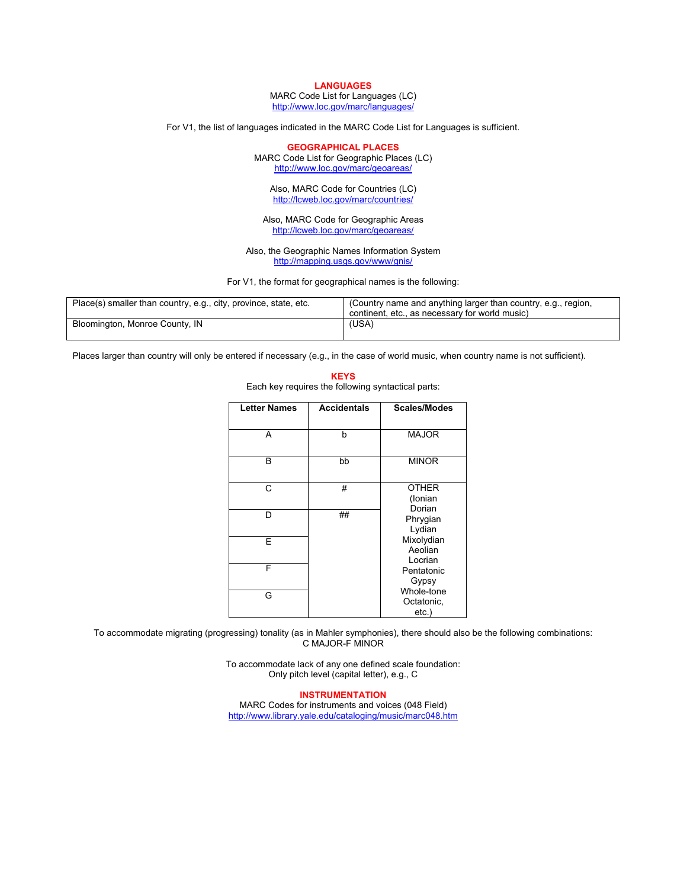## LANGUAGES

MARC Code List for Languages (LC)
http://www.loc.gov/marc/languages/

For V1, the list of languages indicated in the MARC Code List for Languages is sufficient.

## GEOGRAPHICAL PLACES

MARC Code List for Geographic Places (LC)
http://www.loc.gov/marc/geoareas/

Also, MARC Code for Countries (LC)
http://lcweb.loc.gov/marc/countries/

Also, MARC Code for Geographic Areas
http://lcweb.loc.gov/marc/geoareas/

Also, the Geographic Names Information System
http://mapping.usgs.gov/www/gnis/

For V1, the format for geographical names is the following:

| Place(s) smaller than country, e.g., city, province, state, etc. | (Country name and anything larger than country, e.g., region, continent, etc., as necessary for world music) |
|---|---|
| Bloomington, Monroe County, IN | (USA) |

Places larger than country will only be entered if necessary (e.g., in the case of world music, when country name is not sufficient).

## KEYS

Each key requires the following syntactical parts:

| Letter Names | Accidentals | Scales/Modes |
|---|---|---|
| A | b | MAJOR |
| B | bb | MINOR |
| C | # | OTHER (Ionian Dorian Phrygian Lydian Mixolydian Aeolian Locrian Pentatonic Gypsy Whole-tone Octatonic, etc.) |
| D | ## | |
| E | | |
| F | | |
| G | | |

To accommodate migrating (progressing) tonality (as in Mahler symphonies), there should also be the following combinations:
C MAJOR-F MINOR

To accommodate lack of any one defined scale foundation:
Only pitch level (capital letter), e.g., C

## INSTRUMENTATION

MARC Codes for instruments and voices (048 Field)
http://www.library.yale.edu/cataloging/music/marc048.htm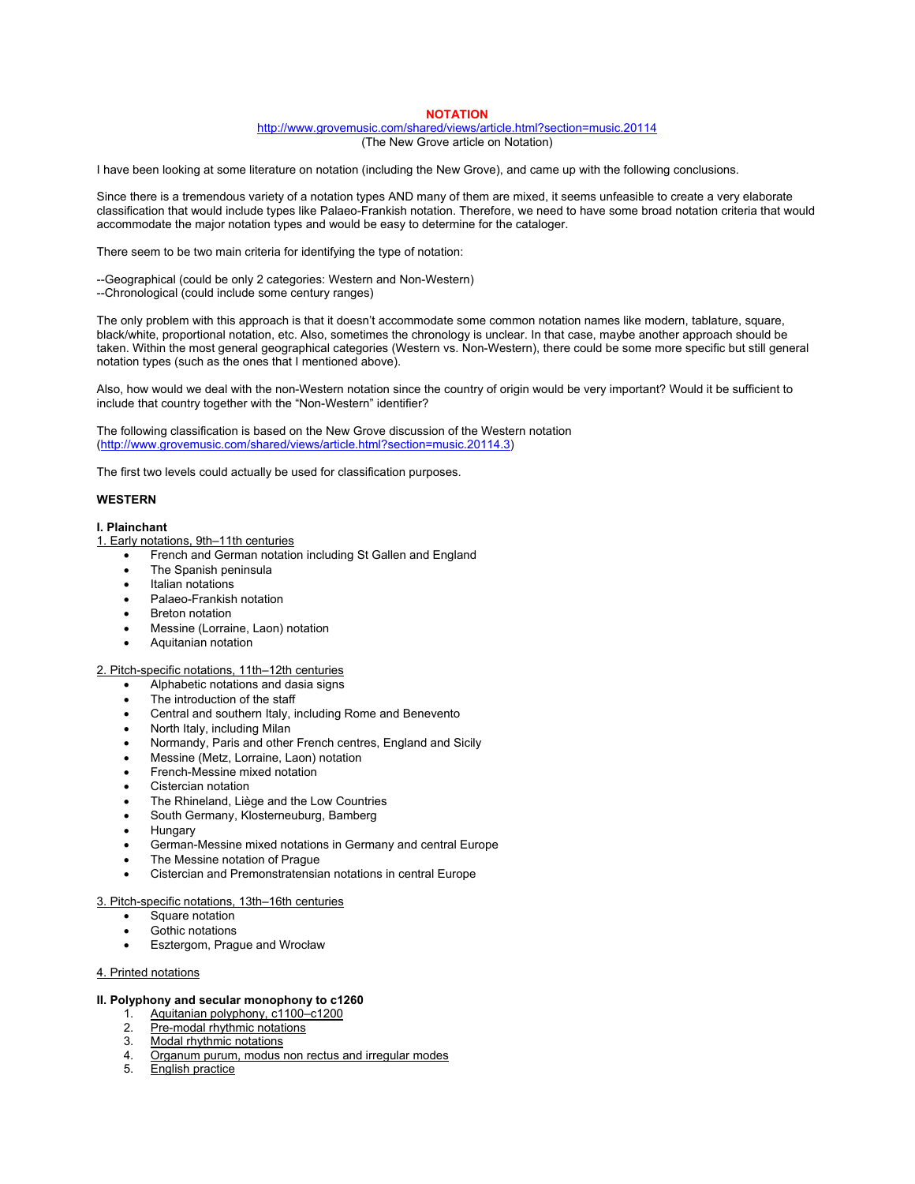# NOTATION

http://www.grovemusic.com/shared/views/article.html?section=music.20114
(The New Grove article on Notation)

I have been looking at some literature on notation (including the New Grove), and came up with the following conclusions.

Since there is a tremendous variety of a notation types AND many of them are mixed, it seems unfeasible to create a very elaborate classification that would include types like Palaeo-Frankish notation. Therefore, we need to have some broad notation criteria that would accommodate the major notation types and would be easy to determine for the cataloger.

There seem to be two main criteria for identifying the type of notation:

--Geographical (could be only 2 categories: Western and Non-Western)
--Chronological (could include some century ranges)

The only problem with this approach is that it doesn't accommodate some common notation names like modern, tablature, square, black/white, proportional notation, etc. Also, sometimes the chronology is unclear. In that case, maybe another approach should be taken. Within the most general geographical categories (Western vs. Non-Western), there could be some more specific but still general notation types (such as the ones that I mentioned above).

Also, how would we deal with the non-Western notation since the country of origin would be very important? Would it be sufficient to include that country together with the "Non-Western" identifier?

The following classification is based on the New Grove discussion of the Western notation (http://www.grovemusic.com/shared/views/article.html?section=music.20114.3)

The first two levels could actually be used for classification purposes.

**WESTERN**

**I. Plainchant**

1. Early notations, 9th–11th centuries
    - French and German notation including St Gallen and England
    - The Spanish peninsula
    - Italian notations
    - Palaeo-Frankish notation
    - Breton notation
    - Messine (Lorraine, Laon) notation
    - Aquitanian notation

2. Pitch-specific notations, 11th–12th centuries
    - Alphabetic notations and dasia signs
    - The introduction of the staff
    - Central and southern Italy, including Rome and Benevento
    - North Italy, including Milan
    - Normandy, Paris and other French centres, England and Sicily
    - Messine (Metz, Lorraine, Laon) notation
    - French-Messine mixed notation
    - Cistercian notation
    - The Rhineland, Liège and the Low Countries
    - South Germany, Klosterneuburg, Bamberg
    - Hungary
    - German-Messine mixed notations in Germany and central Europe
    - The Messine notation of Prague
    - Cistercian and Premonstratensian notations in central Europe

3. Pitch-specific notations, 13th–16th centuries
    - Square notation
    - Gothic notations
    - Esztergom, Prague and Wrocław

4. Printed notations

**II. Polyphony and secular monophony to c1260**

1. Aquitanian polyphony, c1100–c1200
2. Pre-modal rhythmic notations
3. Modal rhythmic notations
4. Organum purum, modus non rectus and irregular modes
5. English practice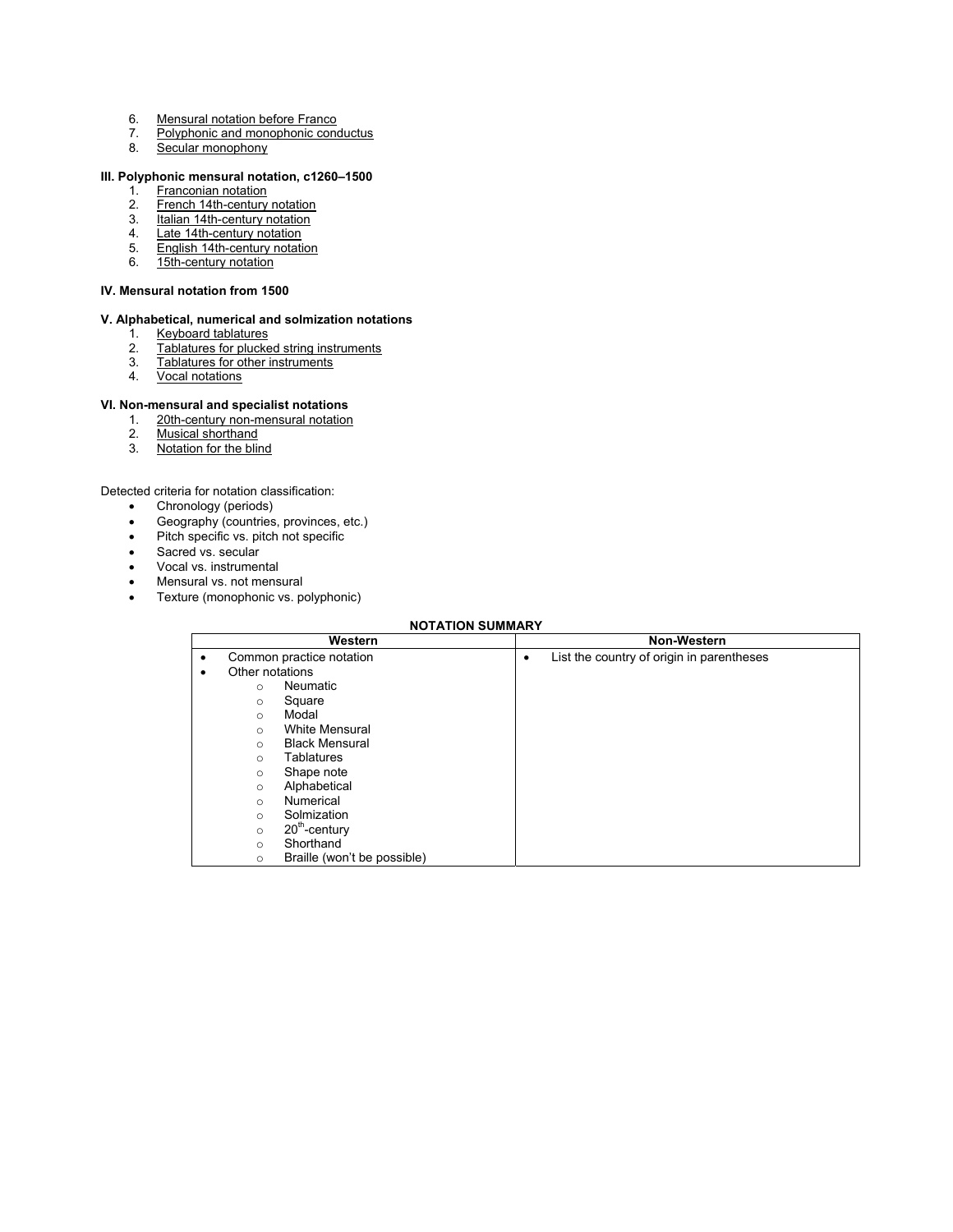6. Mensural notation before Franco
7. Polyphonic and monophonic conductus
8. Secular monophony

**III. Polyphonic mensural notation, c1260–1500**

1. Franconian notation
2. French 14th-century notation
3. Italian 14th-century notation
4. Late 14th-century notation
5. English 14th-century notation
6. 15th-century notation

**IV. Mensural notation from 1500**

**V. Alphabetical, numerical and solmization notations**

1. Keyboard tablatures
2. Tablatures for plucked string instruments
3. Tablatures for other instruments
4. Vocal notations

**VI. Non-mensural and specialist notations**

1. 20th-century non-mensural notation
2. Musical shorthand
3. Notation for the blind

Detected criteria for notation classification:

- Chronology (periods)
- Geography (countries, provinces, etc.)
- Pitch specific vs. pitch not specific
- Sacred vs. secular
- Vocal vs. instrumental
- Mensural vs. not mensural
- Texture (monophonic vs. polyphonic)

**NOTATION SUMMARY**

| Western | Non-Western |
|---|---|
| • Common practice notation<br>• Other notations<br>&nbsp;&nbsp;○ Neumatic<br>&nbsp;&nbsp;○ Square<br>&nbsp;&nbsp;○ Modal<br>&nbsp;&nbsp;○ White Mensural<br>&nbsp;&nbsp;○ Black Mensural<br>&nbsp;&nbsp;○ Tablatures<br>&nbsp;&nbsp;○ Shape note<br>&nbsp;&nbsp;○ Alphabetical<br>&nbsp;&nbsp;○ Numerical<br>&nbsp;&nbsp;○ Solmization<br>&nbsp;&nbsp;○ 20th-century<br>&nbsp;&nbsp;○ Shorthand<br>&nbsp;&nbsp;○ Braille (won't be possible) | • List the country of origin in parentheses |